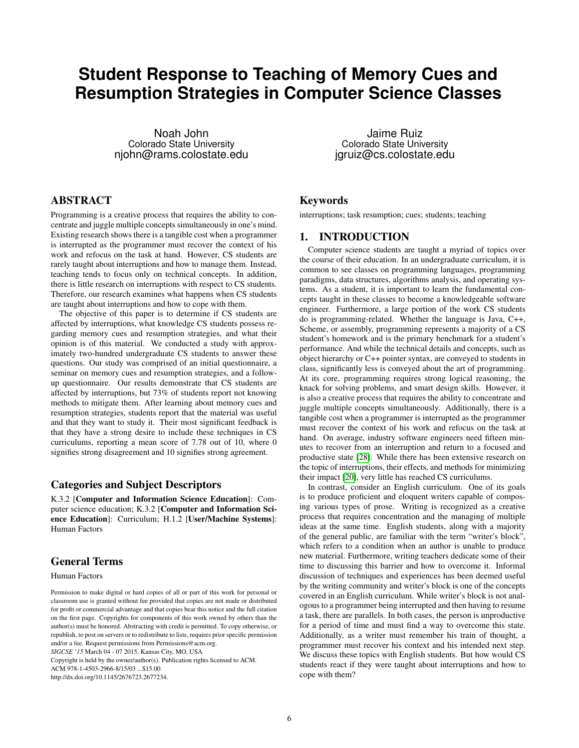# Student Response to Teaching of Memory Cues and Resumption Strategies in Computer Science Classes

Noah John
Colorado State University
njohn@rams.colostate.edu

Jaime Ruiz
Colorado State University
jgruiz@cs.colostate.edu

## ABSTRACT

Programming is a creative process that requires the ability to concentrate and juggle multiple concepts simultaneously in one's mind. Existing research shows there is a tangible cost when a programmer is interrupted as the programmer must recover the context of his work and refocus on the task at hand. However, CS students are rarely taught about interruptions and how to manage them. Instead, teaching tends to focus only on technical concepts. In addition, there is little research on interruptions with respect to CS students. Therefore, our research examines what happens when CS students are taught about interruptions and how to cope with them.

The objective of this paper is to determine if CS students are affected by interruptions, what knowledge CS students possess regarding memory cues and resumption strategies, and what their opinion is of this material. We conducted a study with approximately two-hundred undergraduate CS students to answer these questions. Our study was comprised of an initial questionnaire, a seminar on memory cues and resumption strategies, and a follow-up questionnaire. Our results demonstrate that CS students are affected by interruptions, but 73% of students report not knowing methods to mitigate them. After learning about memory cues and resumption strategies, students report that the material was useful and that they want to study it. Their most significant feedback is that they have a strong desire to include these techniques in CS curriculums, reporting a mean score of 7.78 out of 10, where 0 signifies strong disagreement and 10 signifies strong agreement.

## Categories and Subject Descriptors

K.3.2 [**Computer and Information Science Education**]: Computer science education; K.3.2 [**Computer and Information Science Education**]: Curriculum; H.1.2 [**User/Machine Systems**]: Human Factors

## General Terms

Human Factors

Permission to make digital or hard copies of all or part of this work for personal or classroom use is granted without fee provided that copies are not made or distributed for profit or commercial advantage and that copies bear this notice and the full citation on the first page. Copyrights for components of this work owned by others than the author(s) must be honored. Abstracting with credit is permitted. To copy otherwise, or republish, to post on servers or to redistribute to lists, requires prior specific permission and/or a fee. Request permissions from Permissions@acm.org.
*SIGCSE '15* March 04 - 07 2015, Kansas City, MO, USA
Copyright is held by the owner/author(s). Publication rights licensed to ACM.
ACM 978-1-4503-2966-8/15/03 ...$15.00.
http://dx.doi.org/10.1145/2676723.2677234.

## Keywords

interruptions; task resumption; cues; students; teaching

## 1. INTRODUCTION

Computer science students are taught a myriad of topics over the course of their education. In an undergraduate curriculum, it is common to see classes on programming languages, programming paradigms, data structures, algorithms analysis, and operating systems. As a student, it is important to learn the fundamental concepts taught in these classes to become a knowledgeable software engineer. Furthermore, a large portion of the work CS students do is programming-related. Whether the language is Java, C++, Scheme, or assembly, programming represents a majority of a CS student's homework and is the primary benchmark for a student's performance. And while the technical details and concepts, such as object hierarchy or C++ pointer syntax, are conveyed to students in class, significantly less is conveyed about the art of programming. At its core, programming requires strong logical reasoning, the knack for solving problems, and smart design skills. However, it is also a creative process that requires the ability to concentrate and juggle multiple concepts simultaneously. Additionally, there is a tangible cost when a programmer is interrupted as the programmer must recover the context of his work and refocus on the task at hand. On average, industry software engineers need fifteen minutes to recover from an interruption and return to a focused and productive state [28]. While there has been extensive research on the topic of interruptions, their effects, and methods for minimizing their impact [20], very little has reached CS curriculums.

In contrast, consider an English curriculum. One of its goals is to produce proficient and eloquent writers capable of composing various types of prose. Writing is recognized as a creative process that requires concentration and the managing of multiple ideas at the same time. English students, along with a majority of the general public, are familiar with the term "writer's block", which refers to a condition when an author is unable to produce new material. Furthermore, writing teachers dedicate some of their time to discussing this barrier and how to overcome it. Informal discussion of techniques and experiences has been deemed useful by the writing community and writer's block is one of the concepts covered in an English curriculum. While writer's block is not analogous to a programmer being interrupted and then having to resume a task, there are parallels. In both cases, the person is unproductive for a period of time and must find a way to overcome this state. Additionally, as a writer must remember his train of thought, a programmer must recover his context and his intended next step. We discuss these topics with English students. But how would CS students react if they were taught about interruptions and how to cope with them?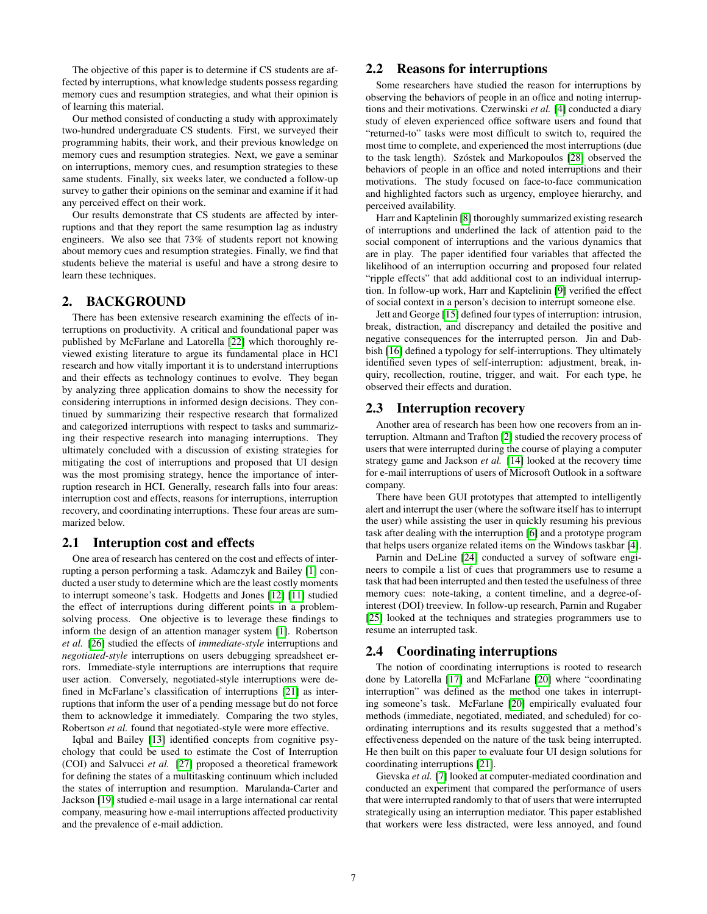The objective of this paper is to determine if CS students are affected by interruptions, what knowledge students possess regarding memory cues and resumption strategies, and what their opinion is of learning this material.

Our method consisted of conducting a study with approximately two-hundred undergraduate CS students. First, we surveyed their programming habits, their work, and their previous knowledge on memory cues and resumption strategies. Next, we gave a seminar on interruptions, memory cues, and resumption strategies to these same students. Finally, six weeks later, we conducted a follow-up survey to gather their opinions on the seminar and examine if it had any perceived effect on their work.

Our results demonstrate that CS students are affected by interruptions and that they report the same resumption lag as industry engineers. We also see that 73% of students report not knowing about memory cues and resumption strategies. Finally, we find that students believe the material is useful and have a strong desire to learn these techniques.

## 2. BACKGROUND

There has been extensive research examining the effects of interruptions on productivity. A critical and foundational paper was published by McFarlane and Latorella [22] which thoroughly reviewed existing literature to argue its fundamental place in HCI research and how vitally important it is to understand interruptions and their effects as technology continues to evolve. They began by analyzing three application domains to show the necessity for considering interruptions in informed design decisions. They continued by summarizing their respective research that formalized and categorized interruptions with respect to tasks and summarizing their respective research into managing interruptions. They ultimately concluded with a discussion of existing strategies for mitigating the cost of interruptions and proposed that UI design was the most promising strategy, hence the importance of interruption research in HCI. Generally, research falls into four areas: interruption cost and effects, reasons for interruptions, interruption recovery, and coordinating interruptions. These four areas are summarized below.

### 2.1 Interuption cost and effects

One area of research has centered on the cost and effects of interrupting a person performing a task. Adamczyk and Bailey [1] conducted a user study to determine which are the least costly moments to interrupt someone's task. Hodgetts and Jones [12] [11] studied the effect of interruptions during different points in a problem-solving process. One objective is to leverage these findings to inform the design of an attention manager system [1]. Robertson *et al.* [26] studied the effects of *immediate-style* interruptions and *negotiated-style* interruptions on users debugging spreadsheet errors. Immediate-style interruptions are interruptions that require user action. Conversely, negotiated-style interruptions were defined in McFarlane's classification of interruptions [21] as interruptions that inform the user of a pending message but do not force them to acknowledge it immediately. Comparing the two styles, Robertson *et al.* found that negotiated-style were more effective.

Iqbal and Bailey [13] identified concepts from cognitive psychology that could be used to estimate the Cost of Interruption (COI) and Salvucci *et al.* [27] proposed a theoretical framework for defining the states of a multitasking continuum which included the states of interruption and resumption. Marulanda-Carter and Jackson [19] studied e-mail usage in a large international car rental company, measuring how e-mail interruptions affected productivity and the prevalence of e-mail addiction.

### 2.2 Reasons for interruptions

Some researchers have studied the reason for interruptions by observing the behaviors of people in an office and noting interruptions and their motivations. Czerwinski *et al.* [4] conducted a diary study of eleven experienced office software users and found that "returned-to" tasks were most difficult to switch to, required the most time to complete, and experienced the most interruptions (due to the task length). Szóstek and Markopoulos [28] observed the behaviors of people in an office and noted interruptions and their motivations. The study focused on face-to-face communication and highlighted factors such as urgency, employee hierarchy, and perceived availability.

Harr and Kaptelinin [8] thoroughly summarized existing research of interruptions and underlined the lack of attention paid to the social component of interruptions and the various dynamics that are in play. The paper identified four variables that affected the likelihood of an interruption occurring and proposed four related "ripple effects" that add additional cost to an individual interruption. In follow-up work, Harr and Kaptelinin [9] verified the effect of social context in a person's decision to interrupt someone else.

Jett and George [15] defined four types of interruption: intrusion, break, distraction, and discrepancy and detailed the positive and negative consequences for the interrupted person. Jin and Dabbish [16] defined a typology for self-interruptions. They ultimately identified seven types of self-interruption: adjustment, break, inquiry, recollection, routine, trigger, and wait. For each type, he observed their effects and duration.

### 2.3 Interruption recovery

Another area of research has been how one recovers from an interruption. Altmann and Trafton [2] studied the recovery process of users that were interrupted during the course of playing a computer strategy game and Jackson *et al.* [14] looked at the recovery time for e-mail interruptions of users of Microsoft Outlook in a software company.

There have been GUI prototypes that attempted to intelligently alert and interrupt the user (where the software itself has to interrupt the user) while assisting the user in quickly resuming his previous task after dealing with the interruption [6] and a prototype program that helps users organize related items on the Windows taskbar [4].

Parnin and DeLine [24] conducted a survey of software engineers to compile a list of cues that programmers use to resume a task that had been interrupted and then tested the usefulness of three memory cues: note-taking, a content timeline, and a degree-of-interest (DOI) treeview. In follow-up research, Parnin and Rugaber [25] looked at the techniques and strategies programmers use to resume an interrupted task.

### 2.4 Coordinating interruptions

The notion of coordinating interruptions is rooted to research done by Latorella [17] and McFarlane [20] where "coordinating interruption" was defined as the method one takes in interrupting someone's task. McFarlane [20] empirically evaluated four methods (immediate, negotiated, mediated, and scheduled) for coordinating interruptions and its results suggested that a method's effectiveness depended on the nature of the task being interrupted. He then built on this paper to evaluate four UI design solutions for coordinating interruptions [21].

Gievska *et al.* [7] looked at computer-mediated coordination and conducted an experiment that compared the performance of users that were interrupted randomly to that of users that were interrupted strategically using an interruption mediator. This paper established that workers were less distracted, were less annoyed, and found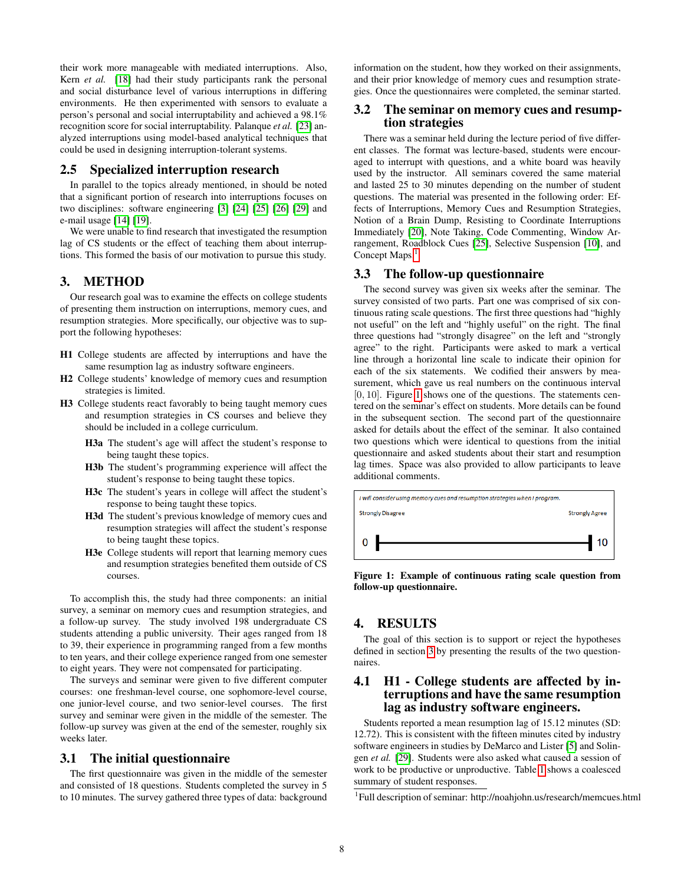their work more manageable with mediated interruptions. Also, Kern *et al.* [18] had their study participants rank the personal and social disturbance level of various interruptions in differing environments. He then experimented with sensors to evaluate a person's personal and social interruptability and achieved a 98.1% recognition score for social interruptability. Palanque *et al.* [23] analyzed interruptions using model-based analytical techniques that could be used in designing interruption-tolerant systems.

## 2.5 Specialized interruption research

In parallel to the topics already mentioned, in should be noted that a significant portion of research into interruptions focuses on two disciplines: software engineering [3] [24] [25] [26] [29] and e-mail usage [14] [19].

We were unable to find research that investigated the resumption lag of CS students or the effect of teaching them about interruptions. This formed the basis of our motivation to pursue this study.

# 3. METHOD

Our research goal was to examine the effects on college students of presenting them instruction on interruptions, memory cues, and resumption strategies. More specifically, our objective was to support the following hypotheses:

**H1** College students are affected by interruptions and have the same resumption lag as industry software engineers.

**H2** College students' knowledge of memory cues and resumption strategies is limited.

**H3** College students react favorably to being taught memory cues and resumption strategies in CS courses and believe they should be included in a college curriculum.

- **H3a** The student's age will affect the student's response to being taught these topics.
- **H3b** The student's programming experience will affect the student's response to being taught these topics.
- **H3c** The student's years in college will affect the student's response to being taught these topics.
- **H3d** The student's previous knowledge of memory cues and resumption strategies will affect the student's response to being taught these topics.
- **H3e** College students will report that learning memory cues and resumption strategies benefited them outside of CS courses.

To accomplish this, the study had three components: an initial survey, a seminar on memory cues and resumption strategies, and a follow-up survey. The study involved 198 undergraduate CS students attending a public university. Their ages ranged from 18 to 39, their experience in programming ranged from a few months to ten years, and their college experience ranged from one semester to eight years. They were not compensated for participating.

The surveys and seminar were given to five different computer courses: one freshman-level course, one sophomore-level course, one junior-level course, and two senior-level courses. The first survey and seminar were given in the middle of the semester. The follow-up survey was given at the end of the semester, roughly six weeks later.

## 3.1 The initial questionnaire

The first questionnaire was given in the middle of the semester and consisted of 18 questions. Students completed the survey in 5 to 10 minutes. The survey gathered three types of data: background information on the student, how they worked on their assignments, and their prior knowledge of memory cues and resumption strategies. Once the questionnaires were completed, the seminar started.

## 3.2 The seminar on memory cues and resumption strategies

There was a seminar held during the lecture period of five different classes. The format was lecture-based, students were encouraged to interrupt with questions, and a white board was heavily used by the instructor. All seminars covered the same material and lasted 25 to 30 minutes depending on the number of student questions. The material was presented in the following order: Effects of Interruptions, Memory Cues and Resumption Strategies, Notion of a Brain Dump, Resisting to Coordinate Interruptions Immediately [20], Note Taking, Code Commenting, Window Arrangement, Roadblock Cues [25], Selective Suspension [10], and Concept Maps[1].

## 3.3 The follow-up questionnaire

The second survey was given six weeks after the seminar. The survey consisted of two parts. Part one was comprised of six continuous rating scale questions. The first three questions had "highly not useful" on the left and "highly useful" on the right. The final three questions had "strongly disagree" on the left and "strongly agree" to the right. Participants were asked to mark a vertical line through a horizontal line scale to indicate their opinion for each of the six statements. We codified their answers by measurement, which gave us real numbers on the continuous interval $[0, 10]$. Figure 1 shows one of the questions. The statements centered on the seminar's effect on students. More details can be found in the subsequent section. The second part of the questionnaire asked for details about the effect of the seminar. It also contained two questions which were identical to questions from the initial questionnaire and asked students about their start and resumption lag times. Space was also provided to allow participants to leave additional comments.

*I will consider using memory cues and resumption strategies when I program.*

Strongly Disagree — Strongly Agree

0 ———————————————— 10

**Figure 1: Example of continuous rating scale question from follow-up questionnaire.**

# 4. RESULTS

The goal of this section is to support or reject the hypotheses defined in section 3 by presenting the results of the two questionnaires.

## 4.1 H1 - College students are affected by interruptions and have the same resumption lag as industry software engineers.

Students reported a mean resumption lag of 15.12 minutes (SD: 12.72). This is consistent with the fifteen minutes cited by industry software engineers in studies by DeMarco and Lister [5] and Solingen *et al.* [29]. Students were also asked what caused a session of work to be productive or unproductive. Table 1 shows a coalesced summary of student responses.

[1] Full description of seminar: http://noahjohn.us/research/memcues.html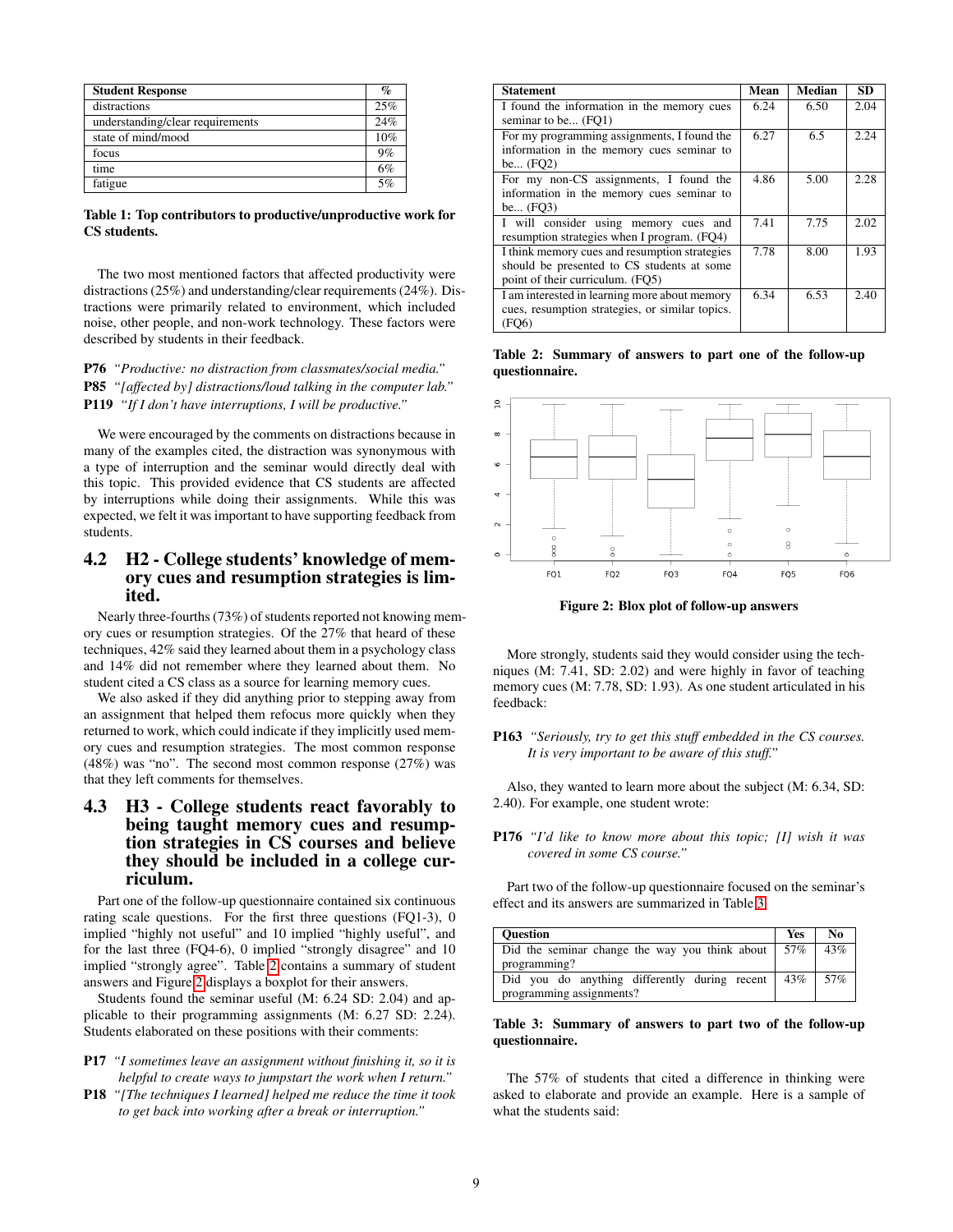| Student Response | % |
|---|---|
| distractions | 25% |
| understanding/clear requirements | 24% |
| state of mind/mood | 10% |
| focus | 9% |
| time | 6% |
| fatigue | 5% |

**Table 1: Top contributors to productive/unproductive work for CS students.**

The two most mentioned factors that affected productivity were distractions (25%) and understanding/clear requirements (24%). Distractions were primarily related to environment, which included noise, other people, and non-work technology. These factors were described by students in their feedback.

**P76** *"Productive: no distraction from classmates/social media."*

**P85** *"[affected by] distractions/loud talking in the computer lab."*

**P119** *"If I don't have interruptions, I will be productive."*

We were encouraged by the comments on distractions because in many of the examples cited, the distraction was synonymous with a type of interruption and the seminar would directly deal with this topic. This provided evidence that CS students are affected by interruptions while doing their assignments. While this was expected, we felt it was important to have supporting feedback from students.

## 4.2 H2 - College students' knowledge of memory cues and resumption strategies is limited.

Nearly three-fourths (73%) of students reported not knowing memory cues or resumption strategies. Of the 27% that heard of these techniques, 42% said they learned about them in a psychology class and 14% did not remember where they learned about them. No student cited a CS class as a source for learning memory cues.

We also asked if they did anything prior to stepping away from an assignment that helped them refocus more quickly when they returned to work, which could indicate if they implicitly used memory cues and resumption strategies. The most common response (48%) was "no". The second most common response (27%) was that they left comments for themselves.

## 4.3 H3 - College students react favorably to being taught memory cues and resumption strategies in CS courses and believe they should be included in a college curriculum.

Part one of the follow-up questionnaire contained six continuous rating scale questions. For the first three questions (FQ1-3), 0 implied "highly not useful" and 10 implied "highly useful", and for the last three (FQ4-6), 0 implied "strongly disagree" and 10 implied "strongly agree". Table 2 contains a summary of student answers and Figure 2 displays a boxplot for their answers.

Students found the seminar useful (M: 6.24 SD: 2.04) and applicable to their programming assignments (M: 6.27 SD: 2.24). Students elaborated on these positions with their comments:

**P17** *"I sometimes leave an assignment without finishing it, so it is helpful to create ways to jumpstart the work when I return."*

**P18** *"[The techniques I learned] helped me reduce the time it took to get back into working after a break or interruption."*

| Statement | Mean | Median | SD |
|---|---|---|---|
| I found the information in the memory cues seminar to be... (FQ1) | 6.24 | 6.50 | 2.04 |
| For my programming assignments, I found the information in the memory cues seminar to be... (FQ2) | 6.27 | 6.5 | 2.24 |
| For my non-CS assignments, I found the information in the memory cues seminar to be... (FQ3) | 4.86 | 5.00 | 2.28 |
| I will consider using memory cues and resumption strategies when I program. (FQ4) | 7.41 | 7.75 | 2.02 |
| I think memory cues and resumption strategies should be presented to CS students at some point of their curriculum. (FQ5) | 7.78 | 8.00 | 1.93 |
| I am interested in learning more about memory cues, resumption strategies, or similar topics. (FQ6) | 6.34 | 6.53 | 2.40 |

**Table 2: Summary of answers to part one of the follow-up questionnaire.**

**Figure 2: Blox plot of follow-up answers**

More strongly, students said they would consider using the techniques (M: 7.41, SD: 2.02) and were highly in favor of teaching memory cues (M: 7.78, SD: 1.93). As one student articulated in his feedback:

**P163** *"Seriously, try to get this stuff embedded in the CS courses. It is very important to be aware of this stuff."*

Also, they wanted to learn more about the subject (M: 6.34, SD: 2.40). For example, one student wrote:

**P176** *"I'd like to know more about this topic; [I] wish it was covered in some CS course."*

Part two of the follow-up questionnaire focused on the seminar's effect and its answers are summarized in Table 3.

| Question | Yes | No |
|---|---|---|
| Did the seminar change the way you think about programming? | 57% | 43% |
| Did you do anything differently during recent programming assignments? | 43% | 57% |

**Table 3: Summary of answers to part two of the follow-up questionnaire.**

The 57% of students that cited a difference in thinking were asked to elaborate and provide an example. Here is a sample of what the students said: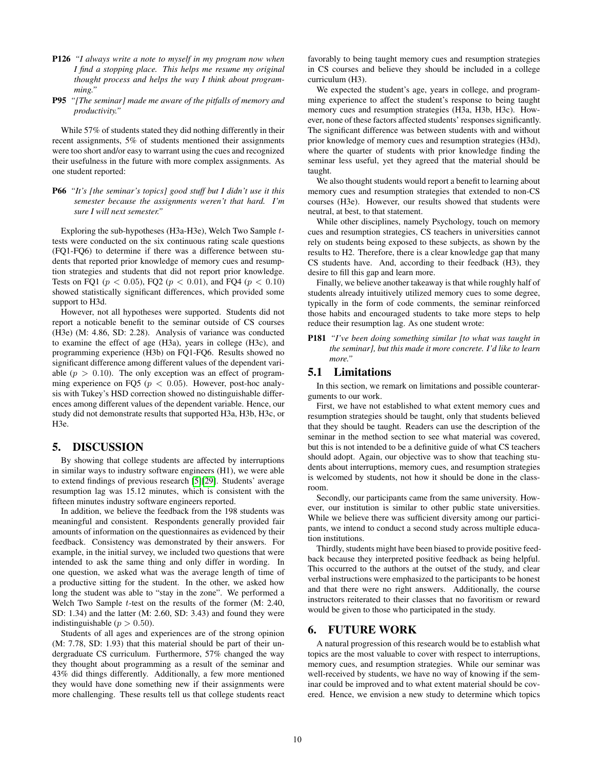**P126** *"I always write a note to myself in my program now when I find a stopping place. This helps me resume my original thought process and helps the way I think about programming."*

**P95** *"[The seminar] made me aware of the pitfalls of memory and productivity."*

While 57% of students stated they did nothing differently in their recent assignments, 5% of students mentioned their assignments were too short and/or easy to warrant using the cues and recognized their usefulness in the future with more complex assignments. As one student reported:

**P66** *"It's [the seminar's topics] good stuff but I didn't use it this semester because the assignments weren't that hard. I'm sure I will next semester."*

Exploring the sub-hypotheses (H3a-H3e), Welch Two Sample $t$-tests were conducted on the six continuous rating scale questions (FQ1-FQ6) to determine if there was a difference between students that reported prior knowledge of memory cues and resumption strategies and students that did not report prior knowledge. Tests on FQ1 ($p < 0.05$), FQ2 ($p < 0.01$), and FQ4 ($p < 0.10$) showed statistically significant differences, which provided some support to H3d.

However, not all hypotheses were supported. Students did not report a noticable benefit to the seminar outside of CS courses (H3e) (M: 4.86, SD: 2.28). Analysis of variance was conducted to examine the effect of age (H3a), years in college (H3c), and programming experience (H3b) on FQ1-FQ6. Results showed no significant difference among different values of the dependent variable ($p > 0.10$). The only exception was an effect of programming experience on FQ5 ($p < 0.05$). However, post-hoc analysis with Tukey's HSD correction showed no distinguishable differences among different values of the dependent variable. Hence, our study did not demonstrate results that supported H3a, H3b, H3c, or H3e.

## 5. DISCUSSION

By showing that college students are affected by interruptions in similar ways to industry software engineers (H1), we were able to extend findings of previous research [5][29]. Students' average resumption lag was 15.12 minutes, which is consistent with the fifteen minutes industry software engineers reported.

In addition, we believe the feedback from the 198 students was meaningful and consistent. Respondents generally provided fair amounts of information on the questionnaires as evidenced by their feedback. Consistency was demonstrated by their answers. For example, in the initial survey, we included two questions that were intended to ask the same thing and only differ in wording. In one question, we asked what was the average length of time of a productive sitting for the student. In the other, we asked how long the student was able to "stay in the zone". We performed a Welch Two Sample $t$-test on the results of the former (M: 2.40, SD: 1.34) and the latter (M: 2.60, SD: 3.43) and found they were indistinguishable ($p > 0.50$).

Students of all ages and experiences are of the strong opinion (M: 7.78, SD: 1.93) that this material should be part of their undergraduate CS curriculum. Furthermore, 57% changed the way they thought about programming as a result of the seminar and 43% did things differently. Additionally, a few more mentioned they would have done something new if their assignments were more challenging. These results tell us that college students react favorably to being taught memory cues and resumption strategies in CS courses and believe they should be included in a college curriculum (H3).

We expected the student's age, years in college, and programming experience to affect the student's response to being taught memory cues and resumption strategies (H3a, H3b, H3c). However, none of these factors affected students' responses significantly. The significant difference was between students with and without prior knowledge of memory cues and resumption strategies (H3d), where the quarter of students with prior knowledge finding the seminar less useful, yet they agreed that the material should be taught.

We also thought students would report a benefit to learning about memory cues and resumption strategies that extended to non-CS courses (H3e). However, our results showed that students were neutral, at best, to that statement.

While other disciplines, namely Psychology, touch on memory cues and resumption strategies, CS teachers in universities cannot rely on students being exposed to these subjects, as shown by the results to H2. Therefore, there is a clear knowledge gap that many CS students have. And, according to their feedback (H3), they desire to fill this gap and learn more.

Finally, we believe another takeaway is that while roughly half of students already intuitively utilized memory cues to some degree, typically in the form of code comments, the seminar reinforced those habits and encouraged students to take more steps to help reduce their resumption lag. As one student wrote:

**P181** *"I've been doing something similar [to what was taught in the seminar], but this made it more concrete. I'd like to learn more."*

### 5.1 Limitations

In this section, we remark on limitations and possible counterarguments to our work.

First, we have not established to what extent memory cues and resumption strategies should be taught, only that students believed that they should be taught. Readers can use the description of the seminar in the method section to see what material was covered, but this is not intended to be a definitive guide of what CS teachers should adopt. Again, our objective was to show that teaching students about interruptions, memory cues, and resumption strategies is welcomed by students, not how it should be done in the classroom.

Secondly, our participants came from the same university. However, our institution is similar to other public state universities. While we believe there was sufficient diversity among our participants, we intend to conduct a second study across multiple education institutions.

Thirdly, students might have been biased to provide positive feedback because they interpreted positive feedback as being helpful. This occurred to the authors at the outset of the study, and clear verbal instructions were emphasized to the participants to be honest and that there were no right answers. Additionally, the course instructors reiterated to their classes that no favoritism or reward would be given to those who participated in the study.

## 6. FUTURE WORK

A natural progression of this research would be to establish what topics are the most valuable to cover with respect to interruptions, memory cues, and resumption strategies. While our seminar was well-received by students, we have no way of knowing if the seminar could be improved and to what extent material should be covered. Hence, we envision a new study to determine which topics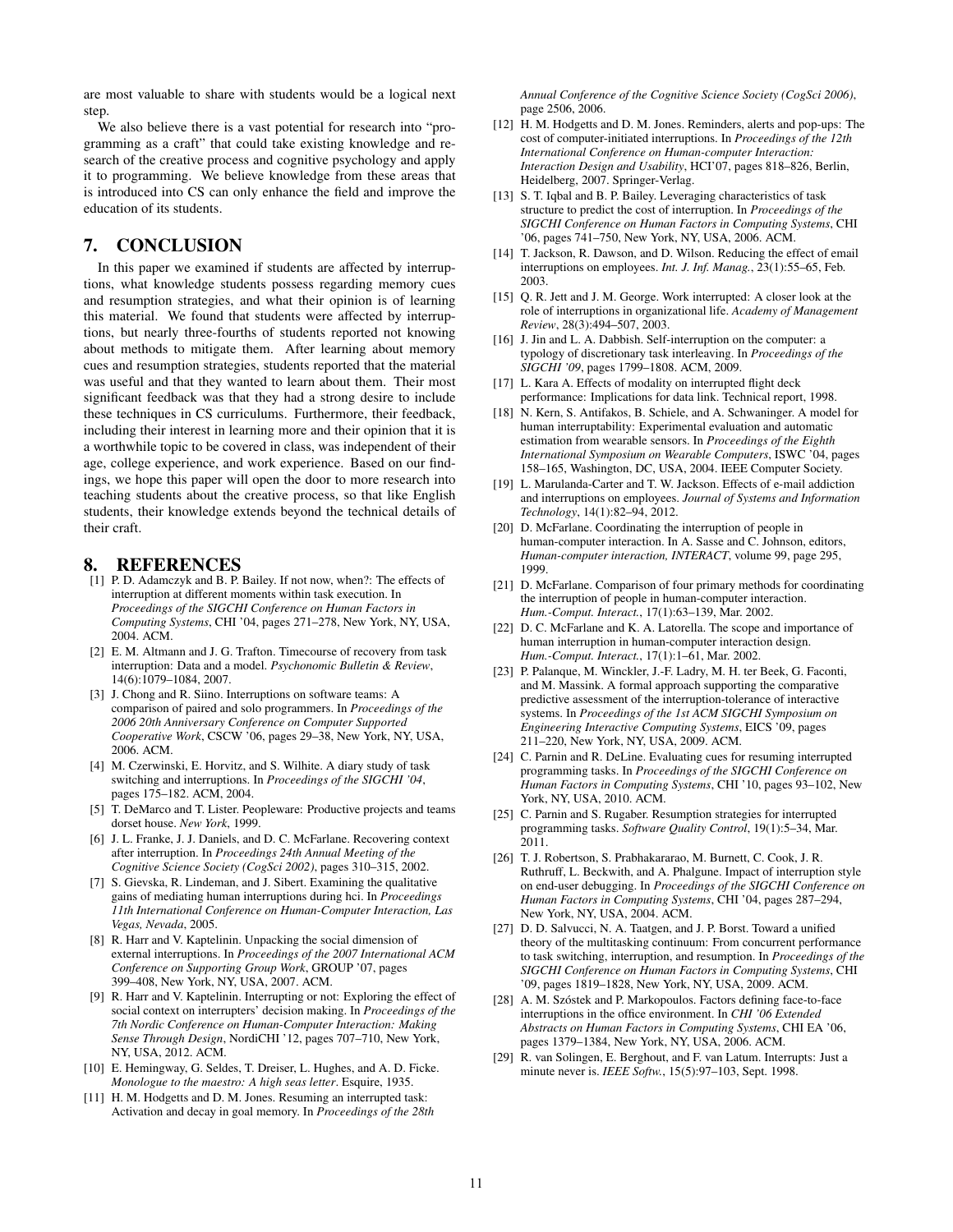are most valuable to share with students would be a logical next step.

We also believe there is a vast potential for research into "programming as a craft" that could take existing knowledge and research of the creative process and cognitive psychology and apply it to programming. We believe knowledge from these areas that is introduced into CS can only enhance the field and improve the education of its students.

## 7. CONCLUSION

In this paper we examined if students are affected by interruptions, what knowledge students possess regarding memory cues and resumption strategies, and what their opinion is of learning this material. We found that students were affected by interruptions, but nearly three-fourths of students reported not knowing about methods to mitigate them. After learning about memory cues and resumption strategies, students reported that the material was useful and that they wanted to learn about them. Their most significant feedback was that they had a strong desire to include these techniques in CS curriculums. Furthermore, their feedback, including their interest in learning more and their opinion that it is a worthwhile topic to be covered in class, was independent of their age, college experience, and work experience. Based on our findings, we hope this paper will open the door to more research into teaching students about the creative process, so that like English students, their knowledge extends beyond the technical details of their craft.

## 8. REFERENCES

[1] P. D. Adamczyk and B. P. Bailey. If not now, when?: The effects of interruption at different moments within task execution. In *Proceedings of the SIGCHI Conference on Human Factors in Computing Systems*, CHI '04, pages 271–278, New York, NY, USA, 2004. ACM.

[2] E. M. Altmann and J. G. Trafton. Timecourse of recovery from task interruption: Data and a model. *Psychonomic Bulletin & Review*, 14(6):1079–1084, 2007.

[3] J. Chong and R. Siino. Interruptions on software teams: A comparison of paired and solo programmers. In *Proceedings of the 2006 20th Anniversary Conference on Computer Supported Cooperative Work*, CSCW '06, pages 29–38, New York, NY, USA, 2006. ACM.

[4] M. Czerwinski, E. Horvitz, and S. Wilhite. A diary study of task switching and interruptions. In *Proceedings of the SIGCHI '04*, pages 175–182. ACM, 2004.

[5] T. DeMarco and T. Lister. Peopleware: Productive projects and teams dorset house. *New York*, 1999.

[6] J. L. Franke, J. J. Daniels, and D. C. McFarlane. Recovering context after interruption. In *Proceedings 24th Annual Meeting of the Cognitive Science Society (CogSci 2002)*, pages 310–315, 2002.

[7] S. Gievska, R. Lindeman, and J. Sibert. Examining the qualitative gains of mediating human interruptions during hci. In *Proceedings 11th International Conference on Human-Computer Interaction, Las Vegas, Nevada*, 2005.

[8] R. Harr and V. Kaptelinin. Unpacking the social dimension of external interruptions. In *Proceedings of the 2007 International ACM Conference on Supporting Group Work*, GROUP '07, pages 399–408, New York, NY, USA, 2007. ACM.

[9] R. Harr and V. Kaptelinin. Interrupting or not: Exploring the effect of social context on interrupters' decision making. In *Proceedings of the 7th Nordic Conference on Human-Computer Interaction: Making Sense Through Design*, NordiCHI '12, pages 707–710, New York, NY, USA, 2012. ACM.

[10] E. Hemingway, G. Seldes, T. Dreiser, L. Hughes, and A. D. Ficke. *Monologue to the maestro: A high seas letter*. Esquire, 1935.

[11] H. M. Hodgetts and D. M. Jones. Resuming an interrupted task: Activation and decay in goal memory. In *Proceedings of the 28th Annual Conference of the Cognitive Science Society (CogSci 2006)*, page 2506, 2006.

[12] H. M. Hodgetts and D. M. Jones. Reminders, alerts and pop-ups: The cost of computer-initiated interruptions. In *Proceedings of the 12th International Conference on Human-computer Interaction: Interaction Design and Usability*, HCI'07, pages 818–826, Berlin, Heidelberg, 2007. Springer-Verlag.

[13] S. T. Iqbal and B. P. Bailey. Leveraging characteristics of task structure to predict the cost of interruption. In *Proceedings of the SIGCHI Conference on Human Factors in Computing Systems*, CHI '06, pages 741–750, New York, NY, USA, 2006. ACM.

[14] T. Jackson, R. Dawson, and D. Wilson. Reducing the effect of email interruptions on employees. *Int. J. Inf. Manag.*, 23(1):55–65, Feb. 2003.

[15] Q. R. Jett and J. M. George. Work interrupted: A closer look at the role of interruptions in organizational life. *Academy of Management Review*, 28(3):494–507, 2003.

[16] J. Jin and L. A. Dabbish. Self-interruption on the computer: a typology of discretionary task interleaving. In *Proceedings of the SIGCHI '09*, pages 1799–1808. ACM, 2009.

[17] L. Kara A. Effects of modality on interrupted flight deck performance: Implications for data link. Technical report, 1998.

[18] N. Kern, S. Antifakos, B. Schiele, and A. Schwaninger. A model for human interruptability: Experimental evaluation and automatic estimation from wearable sensors. In *Proceedings of the Eighth International Symposium on Wearable Computers*, ISWC '04, pages 158–165, Washington, DC, USA, 2004. IEEE Computer Society.

[19] L. Marulanda-Carter and T. W. Jackson. Effects of e-mail addiction and interruptions on employees. *Journal of Systems and Information Technology*, 14(1):82–94, 2012.

[20] D. McFarlane. Coordinating the interruption of people in human-computer interaction. In A. Sasse and C. Johnson, editors, *Human-computer interaction, INTERACT*, volume 99, page 295, 1999.

[21] D. McFarlane. Comparison of four primary methods for coordinating the interruption of people in human-computer interaction. *Hum.-Comput. Interact.*, 17(1):63–139, Mar. 2002.

[22] D. C. McFarlane and K. A. Latorella. The scope and importance of human interruption in human-computer interaction design. *Hum.-Comput. Interact.*, 17(1):1–61, Mar. 2002.

[23] P. Palanque, M. Winckler, J.-F. Ladry, M. H. ter Beek, G. Faconti, and M. Massink. A formal approach supporting the comparative predictive assessment of the interruption-tolerance of interactive systems. In *Proceedings of the 1st ACM SIGCHI Symposium on Engineering Interactive Computing Systems*, EICS '09, pages 211–220, New York, NY, USA, 2009. ACM.

[24] C. Parnin and R. DeLine. Evaluating cues for resuming interrupted programming tasks. In *Proceedings of the SIGCHI Conference on Human Factors in Computing Systems*, CHI '10, pages 93–102, New York, NY, USA, 2010. ACM.

[25] C. Parnin and S. Rugaber. Resumption strategies for interrupted programming tasks. *Software Quality Control*, 19(1):5–34, Mar. 2011.

[26] T. J. Robertson, S. Prabhakararao, M. Burnett, C. Cook, J. R. Ruthruff, L. Beckwith, and A. Phalgune. Impact of interruption style on end-user debugging. In *Proceedings of the SIGCHI Conference on Human Factors in Computing Systems*, CHI '04, pages 287–294, New York, NY, USA, 2004. ACM.

[27] D. D. Salvucci, N. A. Taatgen, and J. P. Borst. Toward a unified theory of the multitasking continuum: From concurrent performance to task switching, interruption, and resumption. In *Proceedings of the SIGCHI Conference on Human Factors in Computing Systems*, CHI '09, pages 1819–1828, New York, NY, USA, 2009. ACM.

[28] A. M. Szóstek and P. Markopoulos. Factors defining face-to-face interruptions in the office environment. In *CHI '06 Extended Abstracts on Human Factors in Computing Systems*, CHI EA '06, pages 1379–1384, New York, NY, USA, 2006. ACM.

[29] R. van Solingen, E. Berghout, and F. van Latum. Interrupts: Just a minute never is. *IEEE Softw.*, 15(5):97–103, Sept. 1998.